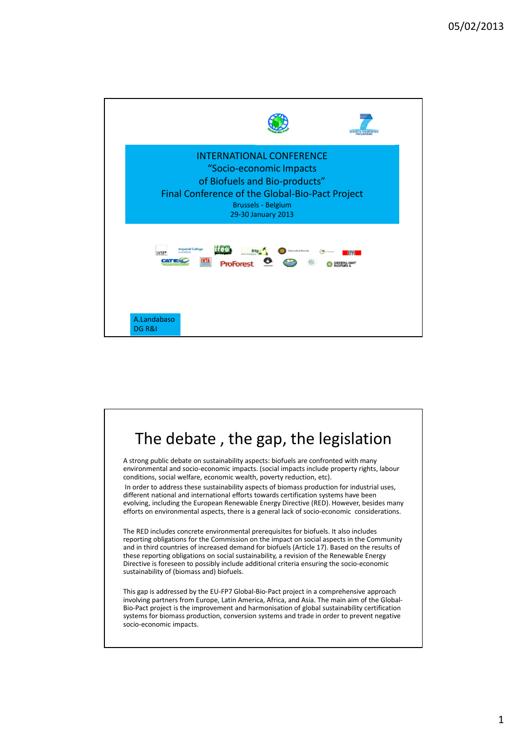INTERNATIONAL CONFERENCE
"Socio-economic Impacts
of Biofuels and Bio-products"
Final Conference of the Global-Bio-Pact Project
Brussels - Belgium
29-30 January 2013

A.Landabaso
DG R&I

# The debate , the gap, the legislation

A strong public debate on sustainability aspects: biofuels are confronted with many environmental and socio-economic impacts. (social impacts include property rights, labour conditions, social welfare, economic wealth, poverty reduction, etc).

In order to address these sustainability aspects of biomass production for industrial uses, different national and international efforts towards certification systems have been evolving, including the European Renewable Energy Directive (RED). However, besides many efforts on environmental aspects, there is a general lack of socio-economic considerations.

The RED includes concrete environmental prerequisites for biofuels. It also includes reporting obligations for the Commission on the impact on social aspects in the Community and in third countries of increased demand for biofuels (Article 17). Based on the results of these reporting obligations on social sustainability, a revision of the Renewable Energy Directive is foreseen to possibly include additional criteria ensuring the socio-economic sustainability of (biomass and) biofuels.

This gap is addressed by the EU-FP7 Global-Bio-Pact project in a comprehensive approach involving partners from Europe, Latin America, Africa, and Asia. The main aim of the Global-Bio-Pact project is the improvement and harmonisation of global sustainability certification systems for biomass production, conversion systems and trade in order to prevent negative socio-economic impacts.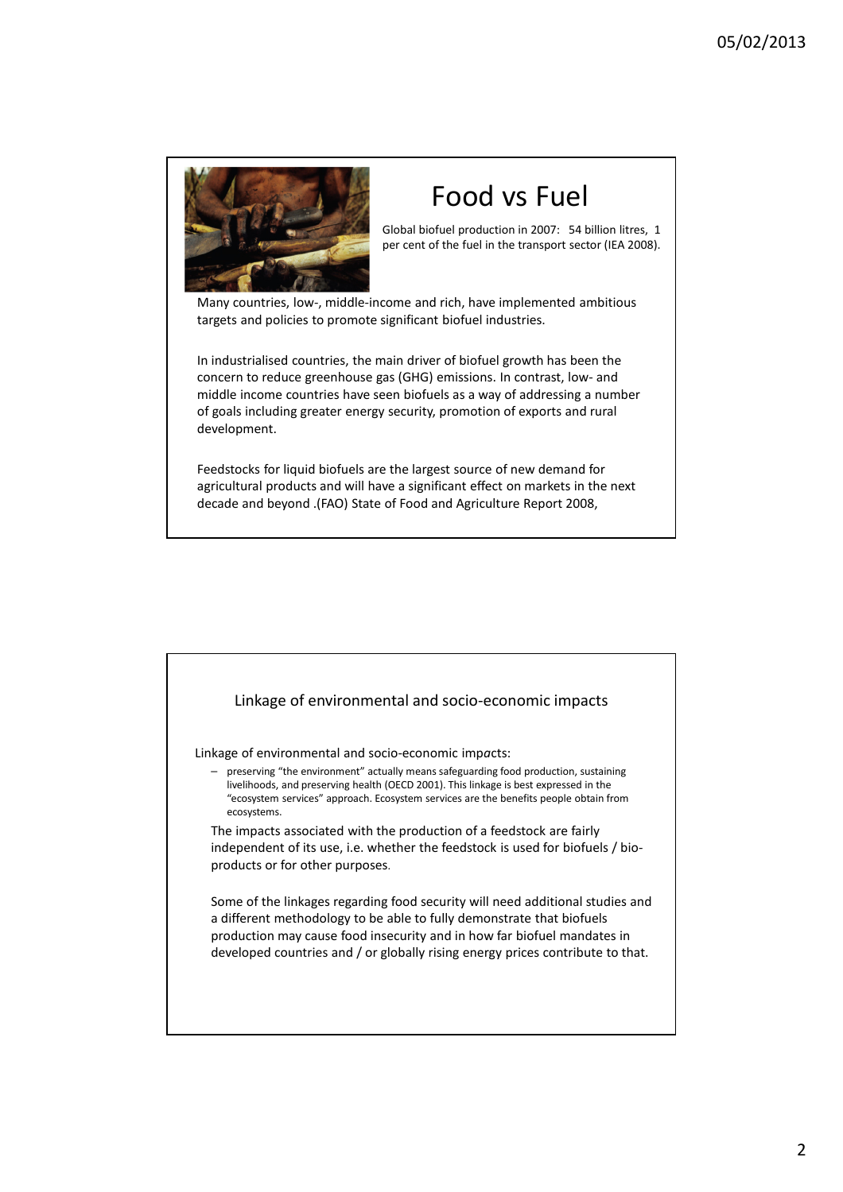# Food vs Fuel

Global biofuel production in 2007: 54 billion litres, 1 per cent of the fuel in the transport sector (IEA 2008).

Many countries, low-, middle-income and rich, have implemented ambitious targets and policies to promote significant biofuel industries.

In industrialised countries, the main driver of biofuel growth has been the concern to reduce greenhouse gas (GHG) emissions. In contrast, low- and middle income countries have seen biofuels as a way of addressing a number of goals including greater energy security, promotion of exports and rural development.

Feedstocks for liquid biofuels are the largest source of new demand for agricultural products and will have a significant effect on markets in the next decade and beyond .(FAO) State of Food and Agriculture Report 2008,

## Linkage of environmental and socio-economic impacts

Linkage of environmental and socio-economic impacts:

- preserving "the environment" actually means safeguarding food production, sustaining livelihoods, and preserving health (OECD 2001). This linkage is best expressed in the "ecosystem services" approach. Ecosystem services are the benefits people obtain from ecosystems.

The impacts associated with the production of a feedstock are fairly independent of its use, i.e. whether the feedstock is used for biofuels / bio-products or for other purposes.

Some of the linkages regarding food security will need additional studies and a different methodology to be able to fully demonstrate that biofuels production may cause food insecurity and in how far biofuel mandates in developed countries and / or globally rising energy prices contribute to that.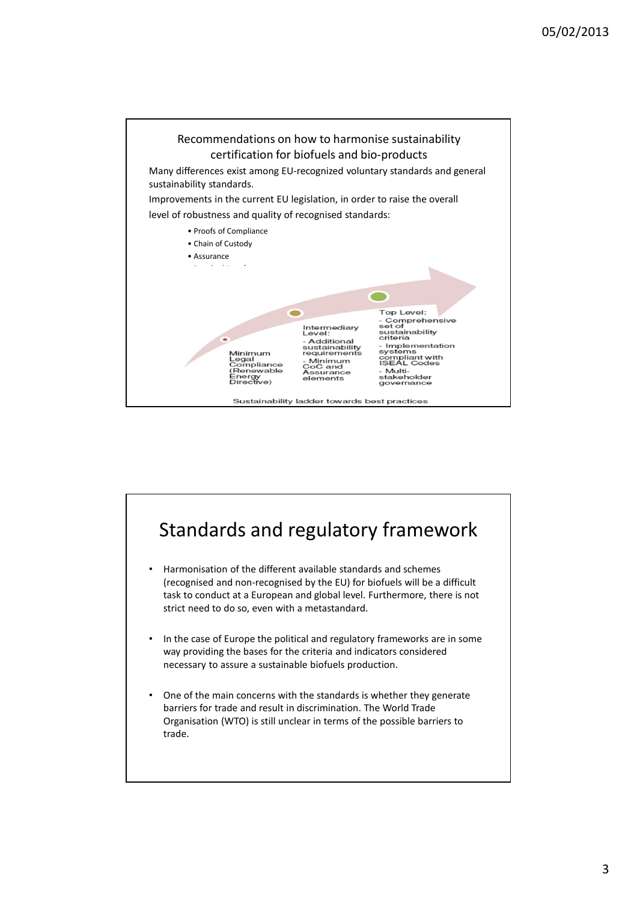## Recommendations on how to harmonise sustainability certification for biofuels and bio-products

Many differences exist among EU-recognized voluntary standards and general sustainability standards.

Improvements in the current EU legislation, in order to raise the overall level of robustness and quality of recognised standards:

- Proofs of Compliance
- Chain of Custody
- Assurance

Minimum Legal Compliance (Renewable Energy Directive)

Intermediary Level:
- Additional sustainability requirements
- Minimum CoC and Assurance elements

Top Level:
- Comprehensive set of sustainability criteria
- Implementation systems compliant with ISEAL Codes
- Multi-stakeholder governance

Sustainability ladder towards best practices

## Standards and regulatory framework

- Harmonisation of the different available standards and schemes (recognised and non-recognised by the EU) for biofuels will be a difficult task to conduct at a European and global level. Furthermore, there is not strict need to do so, even with a metastandard.
- In the case of Europe the political and regulatory frameworks are in some way providing the bases for the criteria and indicators considered necessary to assure a sustainable biofuels production.
- One of the main concerns with the standards is whether they generate barriers for trade and result in discrimination. The World Trade Organisation (WTO) is still unclear in terms of the possible barriers to trade.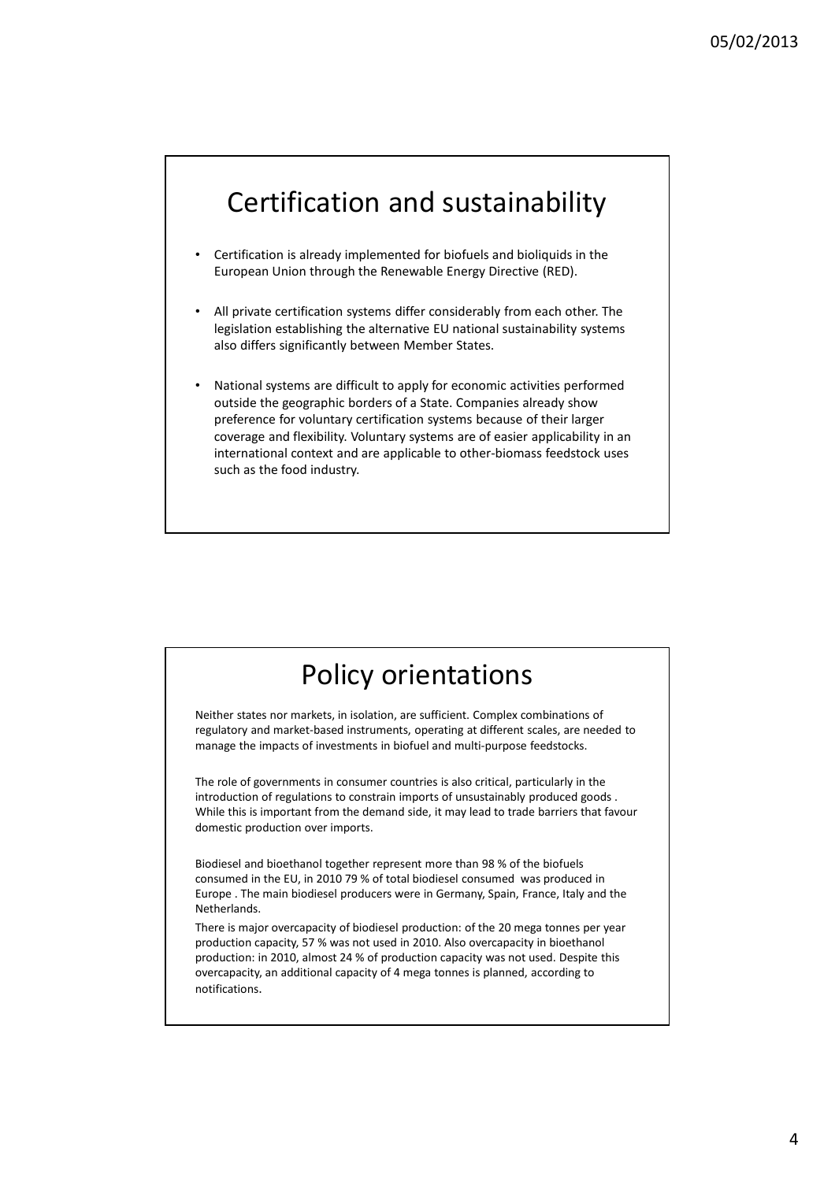## Certification and sustainability

- Certification is already implemented for biofuels and bioliquids in the European Union through the Renewable Energy Directive (RED).
- All private certification systems differ considerably from each other. The legislation establishing the alternative EU national sustainability systems also differs significantly between Member States.
- National systems are difficult to apply for economic activities performed outside the geographic borders of a State. Companies already show preference for voluntary certification systems because of their larger coverage and flexibility. Voluntary systems are of easier applicability in an international context and are applicable to other-biomass feedstock uses such as the food industry.

## Policy orientations

Neither states nor markets, in isolation, are sufficient. Complex combinations of regulatory and market-based instruments, operating at different scales, are needed to manage the impacts of investments in biofuel and multi-purpose feedstocks.

The role of governments in consumer countries is also critical, particularly in the introduction of regulations to constrain imports of unsustainably produced goods . While this is important from the demand side, it may lead to trade barriers that favour domestic production over imports.

Biodiesel and bioethanol together represent more than 98 % of the biofuels consumed in the EU, in 2010 79 % of total biodiesel consumed was produced in Europe . The main biodiesel producers were in Germany, Spain, France, Italy and the Netherlands.

There is major overcapacity of biodiesel production: of the 20 mega tonnes per year production capacity, 57 % was not used in 2010. Also overcapacity in bioethanol production: in 2010, almost 24 % of production capacity was not used. Despite this overcapacity, an additional capacity of 4 mega tonnes is planned, according to notifications.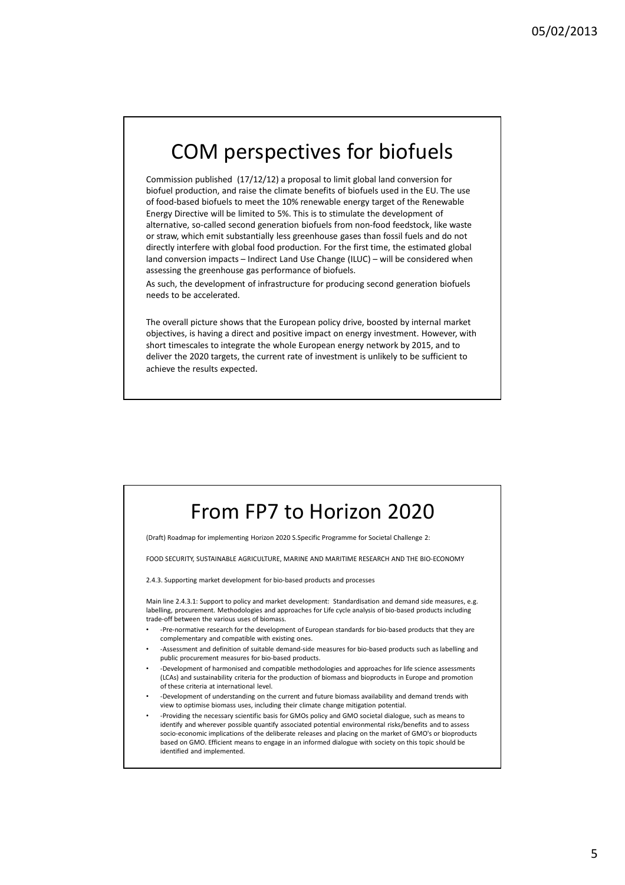# COM perspectives for biofuels

Commission published (17/12/12) a proposal to limit global land conversion for biofuel production, and raise the climate benefits of biofuels used in the EU. The use of food-based biofuels to meet the 10% renewable energy target of the Renewable Energy Directive will be limited to 5%. This is to stimulate the development of alternative, so-called second generation biofuels from non-food feedstock, like waste or straw, which emit substantially less greenhouse gases than fossil fuels and do not directly interfere with global food production. For the first time, the estimated global land conversion impacts – Indirect Land Use Change (ILUC) – will be considered when assessing the greenhouse gas performance of biofuels.

As such, the development of infrastructure for producing second generation biofuels needs to be accelerated.

The overall picture shows that the European policy drive, boosted by internal market objectives, is having a direct and positive impact on energy investment. However, with short timescales to integrate the whole European energy network by 2015, and to deliver the 2020 targets, the current rate of investment is unlikely to be sufficient to achieve the results expected.

# From FP7 to Horizon 2020

(Draft) Roadmap for implementing Horizon 2020 S.Specific Programme for Societal Challenge 2:

FOOD SECURITY, SUSTAINABLE AGRICULTURE, MARINE AND MARITIME RESEARCH AND THE BIO-ECONOMY

2.4.3. Supporting market development for bio-based products and processes

Main line 2.4.3.1: Support to policy and market development: Standardisation and demand side measures, e.g. labelling, procurement. Methodologies and approaches for Life cycle analysis of bio-based products including trade-off between the various uses of biomass.

- -Pre-normative research for the development of European standards for bio-based products that they are complementary and compatible with existing ones.
- -Assessment and definition of suitable demand-side measures for bio-based products such as labelling and public procurement measures for bio-based products.
- -Development of harmonised and compatible methodologies and approaches for life science assessments (LCAs) and sustainability criteria for the production of biomass and bioproducts in Europe and promotion of these criteria at international level.
- -Development of understanding on the current and future biomass availability and demand trends with view to optimise biomass uses, including their climate change mitigation potential.
- -Providing the necessary scientific basis for GMOs policy and GMO societal dialogue, such as means to identify and wherever possible quantify associated potential environmental risks/benefits and to assess socio-economic implications of the deliberate releases and placing on the market of GMO's or bioproducts based on GMO. Efficient means to engage in an informed dialogue with society on this topic should be identified and implemented.